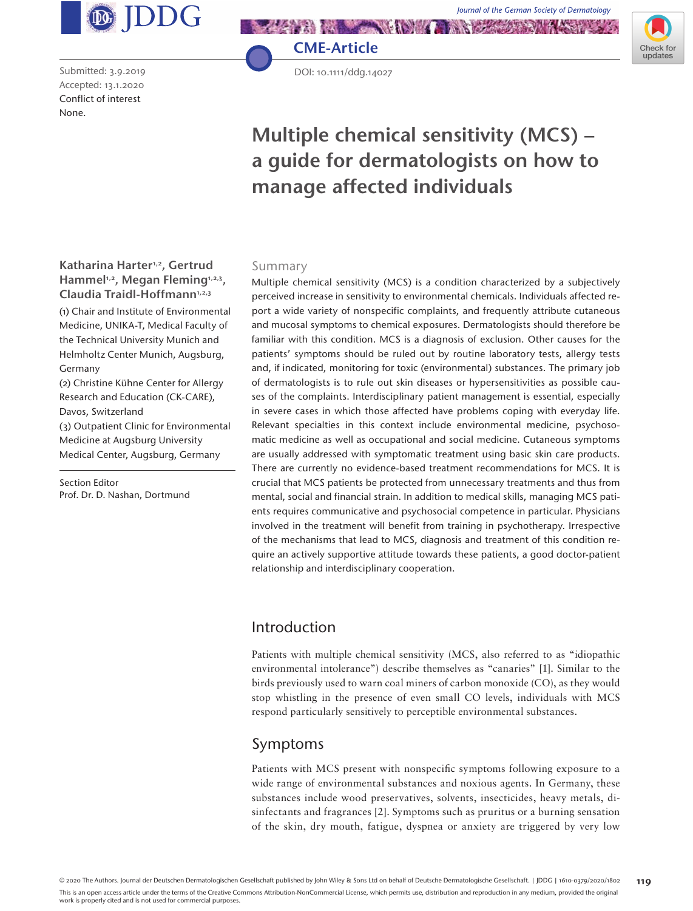CME-Article

Submitted: 3.9.2019
Accepted: 13.1.2020
Conflict of interest
None.

DOI: 10.1111/ddg.14027

# Multiple chemical sensitivity (MCS) – a guide for dermatologists on how to manage affected individuals

**Katharina Harter[1,2], Gertrud Hammel[1,2], Megan Fleming[1,2,3], Claudia Traidl-Hoffmann[1,2,3]**

(1) Chair and Institute of Environmental Medicine, UNIKA-T, Medical Faculty of the Technical University Munich and Helmholtz Center Munich, Augsburg, Germany
(2) Christine Kühne Center for Allergy Research and Education (CK-CARE), Davos, Switzerland
(3) Outpatient Clinic for Environmental Medicine at Augsburg University Medical Center, Augsburg, Germany

Section Editor
Prof. Dr. D. Nashan, Dortmund

## Summary

Multiple chemical sensitivity (MCS) is a condition characterized by a subjectively perceived increase in sensitivity to environmental chemicals. Individuals affected report a wide variety of nonspecific complaints, and frequently attribute cutaneous and mucosal symptoms to chemical exposures. Dermatologists should therefore be familiar with this condition. MCS is a diagnosis of exclusion. Other causes for the patients' symptoms should be ruled out by routine laboratory tests, allergy tests and, if indicated, monitoring for toxic (environmental) substances. The primary job of dermatologists is to rule out skin diseases or hypersensitivities as possible causes of the complaints. Interdisciplinary patient management is essential, especially in severe cases in which those affected have problems coping with everyday life. Relevant specialties in this context include environmental medicine, psychosomatic medicine as well as occupational and social medicine. Cutaneous symptoms are usually addressed with symptomatic treatment using basic skin care products. There are currently no evidence-based treatment recommendations for MCS. It is crucial that MCS patients be protected from unnecessary treatments and thus from mental, social and financial strain. In addition to medical skills, managing MCS patients requires communicative and psychosocial competence in particular. Physicians involved in the treatment will benefit from training in psychotherapy. Irrespective of the mechanisms that lead to MCS, diagnosis and treatment of this condition require an actively supportive attitude towards these patients, a good doctor-patient relationship and interdisciplinary cooperation.

## Introduction

Patients with multiple chemical sensitivity (MCS, also referred to as "idiopathic environmental intolerance") describe themselves as "canaries" [1]. Similar to the birds previously used to warn coal miners of carbon monoxide (CO), as they would stop whistling in the presence of even small CO levels, individuals with MCS respond particularly sensitively to perceptible environmental substances.

## Symptoms

Patients with MCS present with nonspecific symptoms following exposure to a wide range of environmental substances and noxious agents. In Germany, these substances include wood preservatives, solvents, insecticides, heavy metals, disinfectants and fragrances [2]. Symptoms such as pruritus or a burning sensation of the skin, dry mouth, fatigue, dyspnea or anxiety are triggered by very low

© 2020 The Authors. Journal der Deutschen Dermatologischen Gesellschaft published by John Wiley & Sons Ltd on behalf of Deutsche Dermatologische Gesellschaft. | JDDG | 1610-0379/2020/1802

This is an open access article under the terms of the Creative Commons Attribution-NonCommercial License, which permits use, distribution and reproduction in any medium, provided the original work is properly cited and is not used for commercial purposes.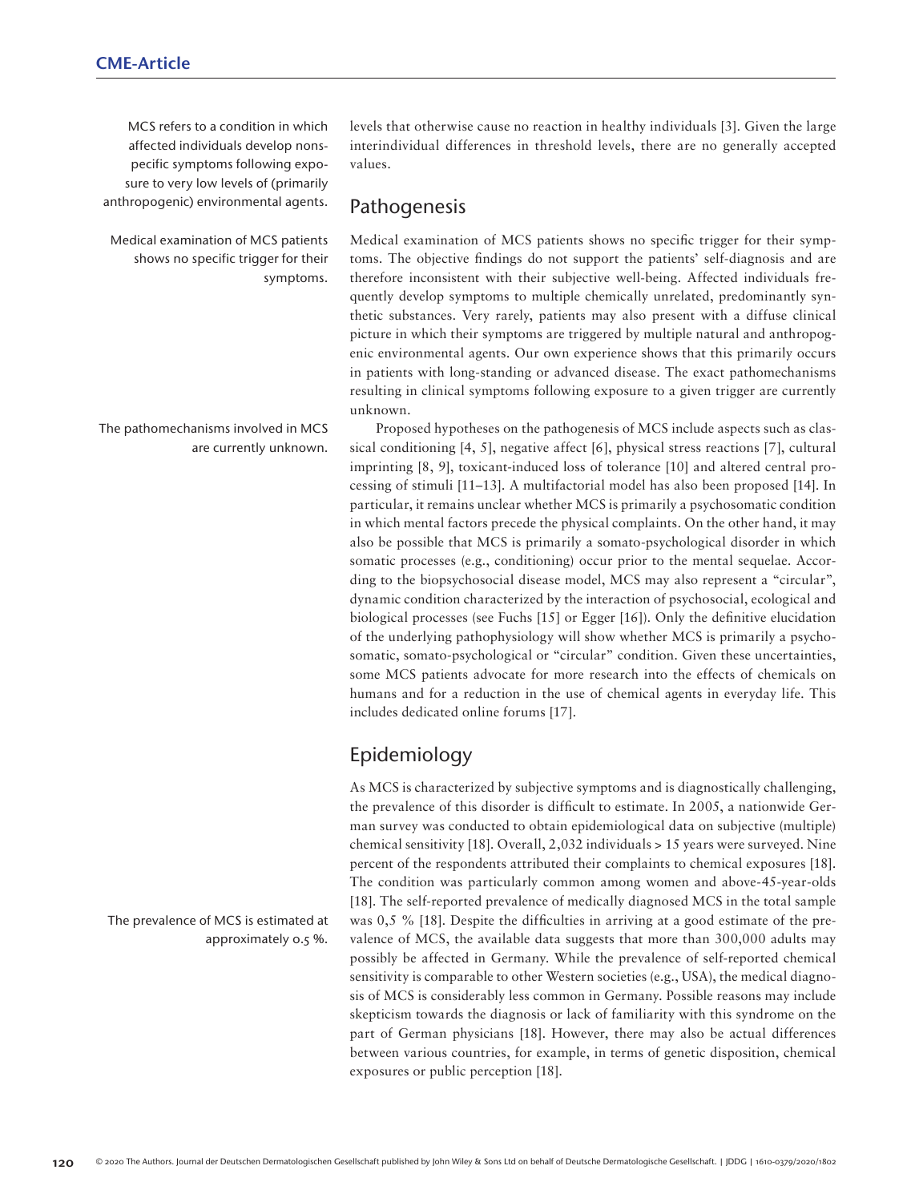MCS refers to a condition in which affected individuals develop nonspecific symptoms following exposure to very low levels of (primarily anthropogenic) environmental agents.

levels that otherwise cause no reaction in healthy individuals [3]. Given the large interindividual differences in threshold levels, there are no generally accepted values.

## Pathogenesis

Medical examination of MCS patients shows no specific trigger for their symptoms.

Medical examination of MCS patients shows no specific trigger for their symptoms. The objective findings do not support the patients' self-diagnosis and are therefore inconsistent with their subjective well-being. Affected individuals frequently develop symptoms to multiple chemically unrelated, predominantly synthetic substances. Very rarely, patients may also present with a diffuse clinical picture in which their symptoms are triggered by multiple natural and anthropogenic environmental agents. Our own experience shows that this primarily occurs in patients with long-standing or advanced disease. The exact pathomechanisms resulting in clinical symptoms following exposure to a given trigger are currently unknown.

The pathomechanisms involved in MCS are currently unknown.

Proposed hypotheses on the pathogenesis of MCS include aspects such as classical conditioning [4, 5], negative affect [6], physical stress reactions [7], cultural imprinting [8, 9], toxicant-induced loss of tolerance [10] and altered central processing of stimuli [11–13]. A multifactorial model has also been proposed [14]. In particular, it remains unclear whether MCS is primarily a psychosomatic condition in which mental factors precede the physical complaints. On the other hand, it may also be possible that MCS is primarily a somato-psychological disorder in which somatic processes (e.g., conditioning) occur prior to the mental sequelae. According to the biopsychosocial disease model, MCS may also represent a "circular", dynamic condition characterized by the interaction of psychosocial, ecological and biological processes (see Fuchs [15] or Egger [16]). Only the definitive elucidation of the underlying pathophysiology will show whether MCS is primarily a psychosomatic, somato-psychological or "circular" condition. Given these uncertainties, some MCS patients advocate for more research into the effects of chemicals on humans and for a reduction in the use of chemical agents in everyday life. This includes dedicated online forums [17].

## Epidemiology

As MCS is characterized by subjective symptoms and is diagnostically challenging, the prevalence of this disorder is difficult to estimate. In 2005, a nationwide German survey was conducted to obtain epidemiological data on subjective (multiple) chemical sensitivity [18]. Overall, 2,032 individuals > 15 years were surveyed. Nine percent of the respondents attributed their complaints to chemical exposures [18]. The condition was particularly common among women and above-45-year-olds [18]. The self-reported prevalence of medically diagnosed MCS in the total sample was 0,5 % [18]. Despite the difficulties in arriving at a good estimate of the prevalence of MCS, the available data suggests that more than 300,000 adults may possibly be affected in Germany. While the prevalence of self-reported chemical sensitivity is comparable to other Western societies (e.g., USA), the medical diagnosis of MCS is considerably less common in Germany. Possible reasons may include skepticism towards the diagnosis or lack of familiarity with this syndrome on the part of German physicians [18]. However, there may also be actual differences between various countries, for example, in terms of genetic disposition, chemical exposures or public perception [18].

The prevalence of MCS is estimated at approximately 0.5 %.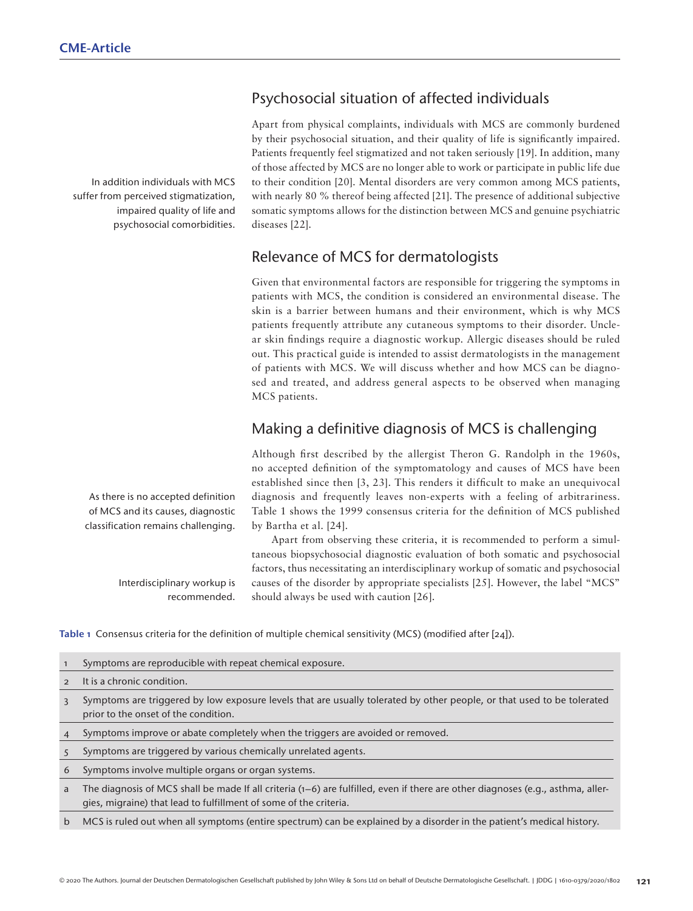## Psychosocial situation of affected individuals

Apart from physical complaints, individuals with MCS are commonly burdened by their psychosocial situation, and their quality of life is significantly impaired. Patients frequently feel stigmatized and not taken seriously [19]. In addition, many of those affected by MCS are no longer able to work or participate in public life due to their condition [20]. Mental disorders are very common among MCS patients, with nearly 80 % thereof being affected [21]. The presence of additional subjective somatic symptoms allows for the distinction between MCS and genuine psychiatric diseases [22].

In addition individuals with MCS suffer from perceived stigmatization, impaired quality of life and psychosocial comorbidities.

## Relevance of MCS for dermatologists

Given that environmental factors are responsible for triggering the symptoms in patients with MCS, the condition is considered an environmental disease. The skin is a barrier between humans and their environment, which is why MCS patients frequently attribute any cutaneous symptoms to their disorder. Unclear skin findings require a diagnostic workup. Allergic diseases should be ruled out. This practical guide is intended to assist dermatologists in the management of patients with MCS. We will discuss whether and how MCS can be diagnosed and treated, and address general aspects to be observed when managing MCS patients.

## Making a definitive diagnosis of MCS is challenging

Although first described by the allergist Theron G. Randolph in the 1960s, no accepted definition of the symptomatology and causes of MCS have been established since then [3, 23]. This renders it difficult to make an unequivocal diagnosis and frequently leaves non-experts with a feeling of arbitrariness. Table 1 shows the 1999 consensus criteria for the definition of MCS published by Bartha et al. [24].

As there is no accepted definition of MCS and its causes, diagnostic classification remains challenging.

Apart from observing these criteria, it is recommended to perform a simultaneous biopsychosocial diagnostic evaluation of both somatic and psychosocial factors, thus necessitating an interdisciplinary workup of somatic and psychosocial causes of the disorder by appropriate specialists [25]. However, the label "MCS" should always be used with caution [26].

Interdisciplinary workup is recommended.

**Table 1** Consensus criteria for the definition of multiple chemical sensitivity (MCS) (modified after [24]).

| | |
|---|---|
| 1 | Symptoms are reproducible with repeat chemical exposure. |
| 2 | It is a chronic condition. |
| 3 | Symptoms are triggered by low exposure levels that are usually tolerated by other people, or that used to be tolerated prior to the onset of the condition. |
| 4 | Symptoms improve or abate completely when the triggers are avoided or removed. |
| 5 | Symptoms are triggered by various chemically unrelated agents. |
| 6 | Symptoms involve multiple organs or organ systems. |
| a | The diagnosis of MCS shall be made If all criteria (1–6) are fulfilled, even if there are other diagnoses (e.g., asthma, allergies, migraine) that lead to fulfillment of some of the criteria. |
| b | MCS is ruled out when all symptoms (entire spectrum) can be explained by a disorder in the patient's medical history. |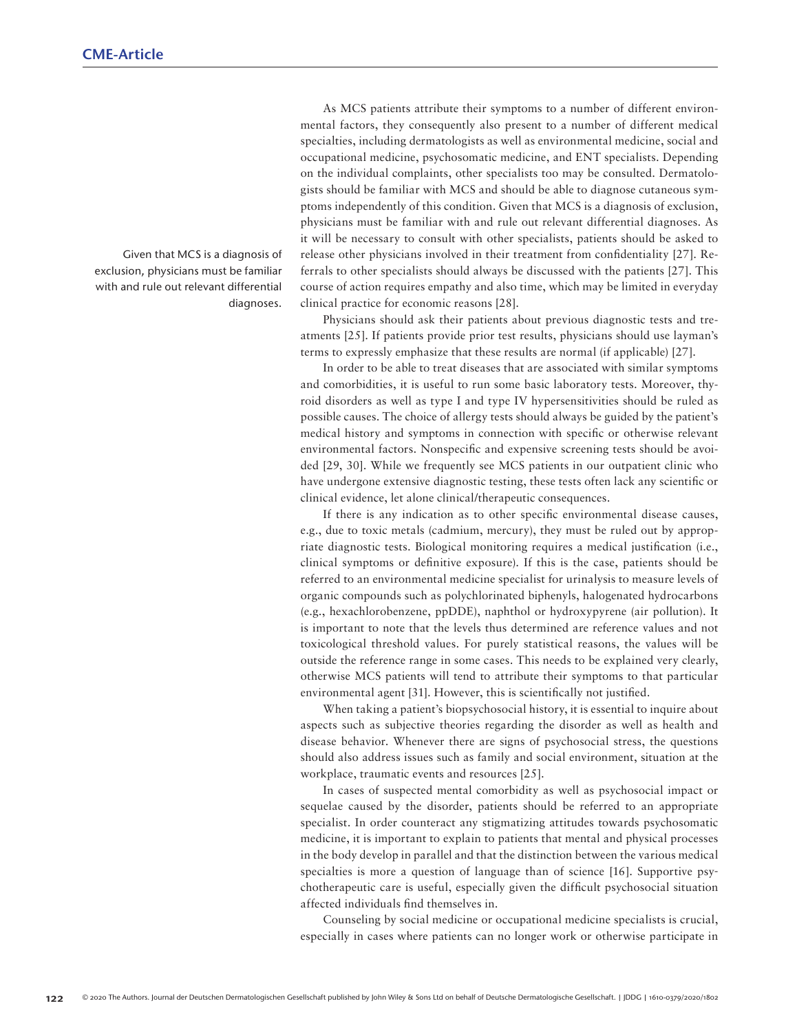As MCS patients attribute their symptoms to a number of different environmental factors, they consequently also present to a number of different medical specialties, including dermatologists as well as environmental medicine, social and occupational medicine, psychosomatic medicine, and ENT specialists. Depending on the individual complaints, other specialists too may be consulted. Dermatologists should be familiar with MCS and should be able to diagnose cutaneous symptoms independently of this condition. Given that MCS is a diagnosis of exclusion, physicians must be familiar with and rule out relevant differential diagnoses. As it will be necessary to consult with other specialists, patients should be asked to release other physicians involved in their treatment from confidentiality [27]. Referrals to other specialists should always be discussed with the patients [27]. This course of action requires empathy and also time, which may be limited in everyday clinical practice for economic reasons [28].

Given that MCS is a diagnosis of exclusion, physicians must be familiar with and rule out relevant differential diagnoses.

Physicians should ask their patients about previous diagnostic tests and treatments [25]. If patients provide prior test results, physicians should use layman's terms to expressly emphasize that these results are normal (if applicable) [27].

In order to be able to treat diseases that are associated with similar symptoms and comorbidities, it is useful to run some basic laboratory tests. Moreover, thyroid disorders as well as type I and type IV hypersensitivities should be ruled as possible causes. The choice of allergy tests should always be guided by the patient's medical history and symptoms in connection with specific or otherwise relevant environmental factors. Nonspecific and expensive screening tests should be avoided [29, 30]. While we frequently see MCS patients in our outpatient clinic who have undergone extensive diagnostic testing, these tests often lack any scientific or clinical evidence, let alone clinical/therapeutic consequences.

If there is any indication as to other specific environmental disease causes, e.g., due to toxic metals (cadmium, mercury), they must be ruled out by appropriate diagnostic tests. Biological monitoring requires a medical justification (i.e., clinical symptoms or definitive exposure). If this is the case, patients should be referred to an environmental medicine specialist for urinalysis to measure levels of organic compounds such as polychlorinated biphenyls, halogenated hydrocarbons (e.g., hexachlorobenzene, ppDDE), naphthol or hydroxypyrene (air pollution). It is important to note that the levels thus determined are reference values and not toxicological threshold values. For purely statistical reasons, the values will be outside the reference range in some cases. This needs to be explained very clearly, otherwise MCS patients will tend to attribute their symptoms to that particular environmental agent [31]. However, this is scientifically not justified.

When taking a patient's biopsychosocial history, it is essential to inquire about aspects such as subjective theories regarding the disorder as well as health and disease behavior. Whenever there are signs of psychosocial stress, the questions should also address issues such as family and social environment, situation at the workplace, traumatic events and resources [25].

In cases of suspected mental comorbidity as well as psychosocial impact or sequelae caused by the disorder, patients should be referred to an appropriate specialist. In order counteract any stigmatizing attitudes towards psychosomatic medicine, it is important to explain to patients that mental and physical processes in the body develop in parallel and that the distinction between the various medical specialties is more a question of language than of science [16]. Supportive psychotherapeutic care is useful, especially given the difficult psychosocial situation affected individuals find themselves in.

Counseling by social medicine or occupational medicine specialists is crucial, especially in cases where patients can no longer work or otherwise participate in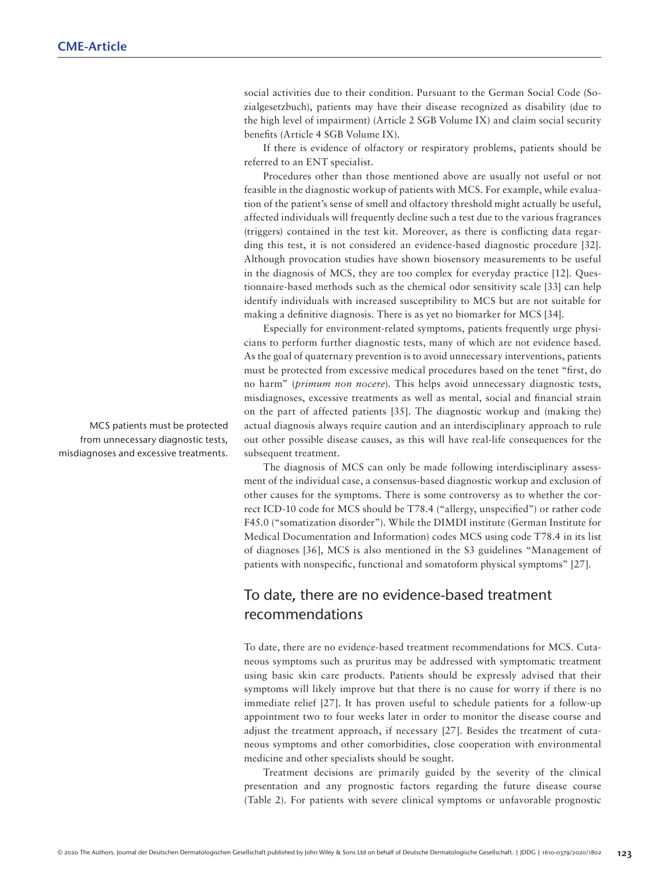social activities due to their condition. Pursuant to the German Social Code (Sozialgesetzbuch), patients may have their disease recognized as disability (due to the high level of impairment) (Article 2 SGB Volume IX) and claim social security benefits (Article 4 SGB Volume IX).

If there is evidence of olfactory or respiratory problems, patients should be referred to an ENT specialist.

Procedures other than those mentioned above are usually not useful or not feasible in the diagnostic workup of patients with MCS. For example, while evaluation of the patient's sense of smell and olfactory threshold might actually be useful, affected individuals will frequently decline such a test due to the various fragrances (triggers) contained in the test kit. Moreover, as there is conflicting data regarding this test, it is not considered an evidence-based diagnostic procedure [32]. Although provocation studies have shown biosensory measurements to be useful in the diagnosis of MCS, they are too complex for everyday practice [12]. Questionnaire-based methods such as the chemical odor sensitivity scale [33] can help identify individuals with increased susceptibility to MCS but are not suitable for making a definitive diagnosis. There is as yet no biomarker for MCS [34].

Especially for environment-related symptoms, patients frequently urge physicians to perform further diagnostic tests, many of which are not evidence based. As the goal of quaternary prevention is to avoid unnecessary interventions, patients must be protected from excessive medical procedures based on the tenet "first, do no harm" (*primum non nocere*). This helps avoid unnecessary diagnostic tests, misdiagnoses, excessive treatments as well as mental, social and financial strain on the part of affected patients [35]. The diagnostic workup and (making the) actual diagnosis always require caution and an interdisciplinary approach to rule out other possible disease causes, as this will have real-life consequences for the subsequent treatment.

MCS patients must be protected from unnecessary diagnostic tests, misdiagnoses and excessive treatments.

The diagnosis of MCS can only be made following interdisciplinary assessment of the individual case, a consensus-based diagnostic workup and exclusion of other causes for the symptoms. There is some controversy as to whether the correct ICD-10 code for MCS should be T78.4 ("allergy, unspecified") or rather code F45.0 ("somatization disorder"). While the DIMDI institute (German Institute for Medical Documentation and Information) codes MCS using code T78.4 in its list of diagnoses [36], MCS is also mentioned in the S3 guidelines "Management of patients with nonspecific, functional and somatoform physical symptoms" [27].

## To date, there are no evidence-based treatment recommendations

To date, there are no evidence-based treatment recommendations for MCS. Cutaneous symptoms such as pruritus may be addressed with symptomatic treatment using basic skin care products. Patients should be expressly advised that their symptoms will likely improve but that there is no cause for worry if there is no immediate relief [27]. It has proven useful to schedule patients for a follow-up appointment two to four weeks later in order to monitor the disease course and adjust the treatment approach, if necessary [27]. Besides the treatment of cutaneous symptoms and other comorbidities, close cooperation with environmental medicine and other specialists should be sought.

Treatment decisions are primarily guided by the severity of the clinical presentation and any prognostic factors regarding the future disease course (Table 2). For patients with severe clinical symptoms or unfavorable prognostic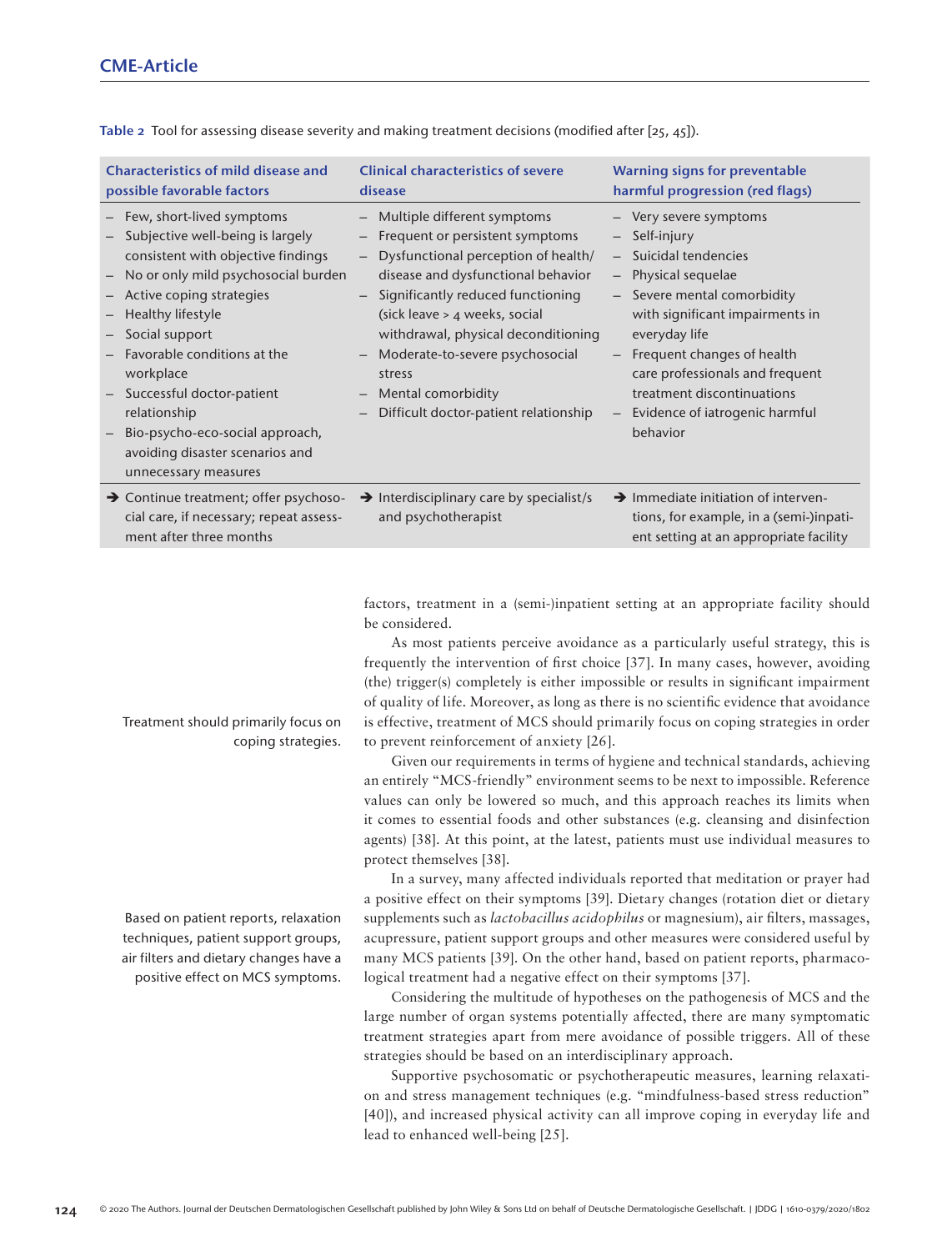**Table 2** Tool for assessing disease severity and making treatment decisions (modified after [25, 45]).

| Characteristics of mild disease and possible favorable factors | Clinical characteristics of severe disease | Warning signs for preventable harmful progression (red flags) |
|---|---|---|
| – Few, short-lived symptoms<br>– Subjective well-being is largely consistent with objective findings<br>– No or only mild psychosocial burden<br>– Active coping strategies<br>– Healthy lifestyle<br>– Social support<br>– Favorable conditions at the workplace<br>– Successful doctor-patient relationship<br>– Bio-psycho-eco-social approach, avoiding disaster scenarios and unnecessary measures | – Multiple different symptoms<br>– Frequent or persistent symptoms<br>– Dysfunctional perception of health/disease and dysfunctional behavior<br>– Significantly reduced functioning (sick leave > 4 weeks, social withdrawal, physical deconditioning<br>– Moderate-to-severe psychosocial stress<br>– Mental comorbidity<br>– Difficult doctor-patient relationship | – Very severe symptoms<br>– Self-injury<br>– Suicidal tendencies<br>– Physical sequelae<br>– Severe mental comorbidity with significant impairments in everyday life<br>– Frequent changes of health care professionals and frequent treatment discontinuations<br>– Evidence of iatrogenic harmful behavior |
| → Continue treatment; offer psychosocial care, if necessary; repeat assessment after three months | → Interdisciplinary care by specialist/s and psychotherapist | → Immediate initiation of interventions, for example, in a (semi-)inpatient setting at an appropriate facility |

factors, treatment in a (semi-)inpatient setting at an appropriate facility should be considered.

As most patients perceive avoidance as a particularly useful strategy, this is frequently the intervention of first choice [37]. In many cases, however, avoiding (the) trigger(s) completely is either impossible or results in significant impairment of quality of life. Moreover, as long as there is no scientific evidence that avoidance is effective, treatment of MCS should primarily focus on coping strategies in order to prevent reinforcement of anxiety [26].

Treatment should primarily focus on coping strategies.

Given our requirements in terms of hygiene and technical standards, achieving an entirely "MCS-friendly" environment seems to be next to impossible. Reference values can only be lowered so much, and this approach reaches its limits when it comes to essential foods and other substances (e.g. cleansing and disinfection agents) [38]. At this point, at the latest, patients must use individual measures to protect themselves [38].

In a survey, many affected individuals reported that meditation or prayer had a positive effect on their symptoms [39]. Dietary changes (rotation diet or dietary supplements such as *lactobacillus acidophilus* or magnesium), air filters, massages, acupressure, patient support groups and other measures were considered useful by many MCS patients [39]. On the other hand, based on patient reports, pharmacological treatment had a negative effect on their symptoms [37].

Based on patient reports, relaxation techniques, patient support groups, air filters and dietary changes have a positive effect on MCS symptoms.

Considering the multitude of hypotheses on the pathogenesis of MCS and the large number of organ systems potentially affected, there are many symptomatic treatment strategies apart from mere avoidance of possible triggers. All of these strategies should be based on an interdisciplinary approach.

Supportive psychosomatic or psychotherapeutic measures, learning relaxation and stress management techniques (e.g. "mindfulness-based stress reduction" [40]), and increased physical activity can all improve coping in everyday life and lead to enhanced well-being [25].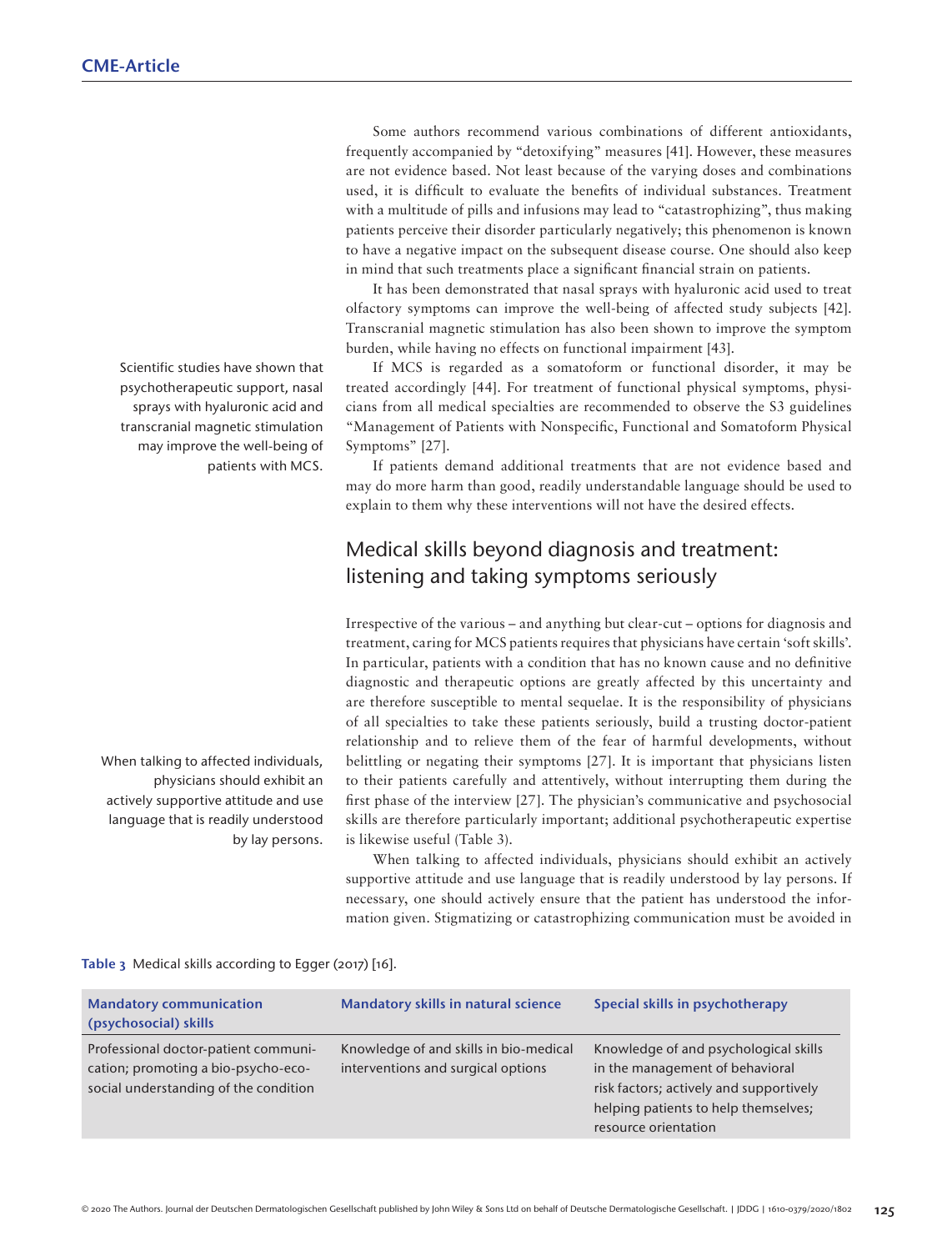Some authors recommend various combinations of different antioxidants, frequently accompanied by "detoxifying" measures [41]. However, these measures are not evidence based. Not least because of the varying doses and combinations used, it is difficult to evaluate the benefits of individual substances. Treatment with a multitude of pills and infusions may lead to "catastrophizing", thus making patients perceive their disorder particularly negatively; this phenomenon is known to have a negative impact on the subsequent disease course. One should also keep in mind that such treatments place a significant financial strain on patients.

It has been demonstrated that nasal sprays with hyaluronic acid used to treat olfactory symptoms can improve the well-being of affected study subjects [42]. Transcranial magnetic stimulation has also been shown to improve the symptom burden, while having no effects on functional impairment [43].

Scientific studies have shown that psychotherapeutic support, nasal sprays with hyaluronic acid and transcranial magnetic stimulation may improve the well-being of patients with MCS.

If MCS is regarded as a somatoform or functional disorder, it may be treated accordingly [44]. For treatment of functional physical symptoms, physicians from all medical specialties are recommended to observe the S3 guidelines "Management of Patients with Nonspecific, Functional and Somatoform Physical Symptoms" [27].

If patients demand additional treatments that are not evidence based and may do more harm than good, readily understandable language should be used to explain to them why these interventions will not have the desired effects.

## Medical skills beyond diagnosis and treatment: listening and taking symptoms seriously

Irrespective of the various – and anything but clear-cut – options for diagnosis and treatment, caring for MCS patients requires that physicians have certain 'soft skills'. In particular, patients with a condition that has no known cause and no definitive diagnostic and therapeutic options are greatly affected by this uncertainty and are therefore susceptible to mental sequelae. It is the responsibility of physicians of all specialties to take these patients seriously, build a trusting doctor-patient relationship and to relieve them of the fear of harmful developments, without belittling or negating their symptoms [27]. It is important that physicians listen to their patients carefully and attentively, without interrupting them during the first phase of the interview [27]. The physician's communicative and psychosocial skills are therefore particularly important; additional psychotherapeutic expertise is likewise useful (Table 3).

When talking to affected individuals, physicians should exhibit an actively supportive attitude and use language that is readily understood by lay persons.

When talking to affected individuals, physicians should exhibit an actively supportive attitude and use language that is readily understood by lay persons. If necessary, one should actively ensure that the patient has understood the information given. Stigmatizing or catastrophizing communication must be avoided in

**Table 3** Medical skills according to Egger (2017) [16].

| Mandatory communication (psychosocial) skills | Mandatory skills in natural science | Special skills in psychotherapy |
|---|---|---|
| Professional doctor-patient communication; promoting a bio-psycho-eco-social understanding of the condition | Knowledge of and skills in bio-medical interventions and surgical options | Knowledge of and psychological skills in the management of behavioral risk factors; actively and supportively helping patients to help themselves; resource orientation |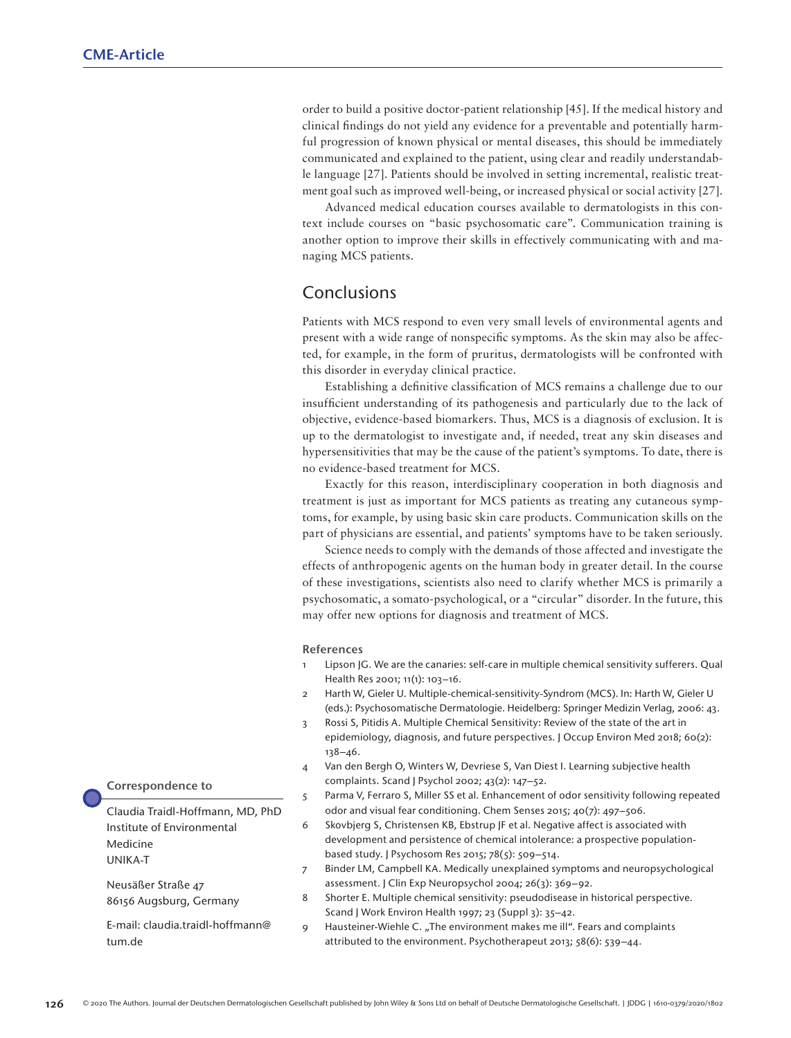order to build a positive doctor-patient relationship [45]. If the medical history and clinical findings do not yield any evidence for a preventable and potentially harmful progression of known physical or mental diseases, this should be immediately communicated and explained to the patient, using clear and readily understandable language [27]. Patients should be involved in setting incremental, realistic treatment goal such as improved well-being, or increased physical or social activity [27].

Advanced medical education courses available to dermatologists in this context include courses on "basic psychosomatic care". Communication training is another option to improve their skills in effectively communicating with and managing MCS patients.

## Conclusions

Patients with MCS respond to even very small levels of environmental agents and present with a wide range of nonspecific symptoms. As the skin may also be affected, for example, in the form of pruritus, dermatologists will be confronted with this disorder in everyday clinical practice.

Establishing a definitive classification of MCS remains a challenge due to our insufficient understanding of its pathogenesis and particularly due to the lack of objective, evidence-based biomarkers. Thus, MCS is a diagnosis of exclusion. It is up to the dermatologist to investigate and, if needed, treat any skin diseases and hypersensitivities that may be the cause of the patient's symptoms. To date, there is no evidence-based treatment for MCS.

Exactly for this reason, interdisciplinary cooperation in both diagnosis and treatment is just as important for MCS patients as treating any cutaneous symptoms, for example, by using basic skin care products. Communication skills on the part of physicians are essential, and patients' symptoms have to be taken seriously.

Science needs to comply with the demands of those affected and investigate the effects of anthropogenic agents on the human body in greater detail. In the course of these investigations, scientists also need to clarify whether MCS is primarily a psychosomatic, a somato-psychological, or a "circular" disorder. In the future, this may offer new options for diagnosis and treatment of MCS.

**Correspondence to**

Claudia Traidl-Hoffmann, MD, PhD
Institute of Environmental Medicine
UNIKA-T

Neusäßer Straße 47
86156 Augsburg, Germany

E-mail: claudia.traidl-hoffmann@tum.de

### References

1. Lipson JG. We are the canaries: self-care in multiple chemical sensitivity sufferers. Qual Health Res 2001; 11(1): 103–16.
2. Harth W, Gieler U. Multiple-chemical-sensitivity-Syndrom (MCS). In: Harth W, Gieler U (eds.): Psychosomatische Dermatologie. Heidelberg: Springer Medizin Verlag, 2006: 43.
3. Rossi S, Pitidis A. Multiple Chemical Sensitivity: Review of the state of the art in epidemiology, diagnosis, and future perspectives. J Occup Environ Med 2018; 60(2): 138–46.
4. Van den Bergh O, Winters W, Devriese S, Van Diest I. Learning subjective health complaints. Scand J Psychol 2002; 43(2): 147–52.
5. Parma V, Ferraro S, Miller SS et al. Enhancement of odor sensitivity following repeated odor and visual fear conditioning. Chem Senses 2015; 40(7): 497–506.
6. Skovbjerg S, Christensen KB, Ebstrup JF et al. Negative affect is associated with development and persistence of chemical intolerance: a prospective population-based study. J Psychosom Res 2015; 78(5): 509–514.
7. Binder LM, Campbell KA. Medically unexplained symptoms and neuropsychological assessment. J Clin Exp Neuropsychol 2004; 26(3): 369–92.
8. Shorter E. Multiple chemical sensitivity: pseudodisease in historical perspective. Scand J Work Environ Health 1997; 23 (Suppl 3): 35–42.
9. Hausteiner-Wiehle C. „The environment makes me ill". Fears and complaints attributed to the environment. Psychotherapeut 2013; 58(6): 539–44.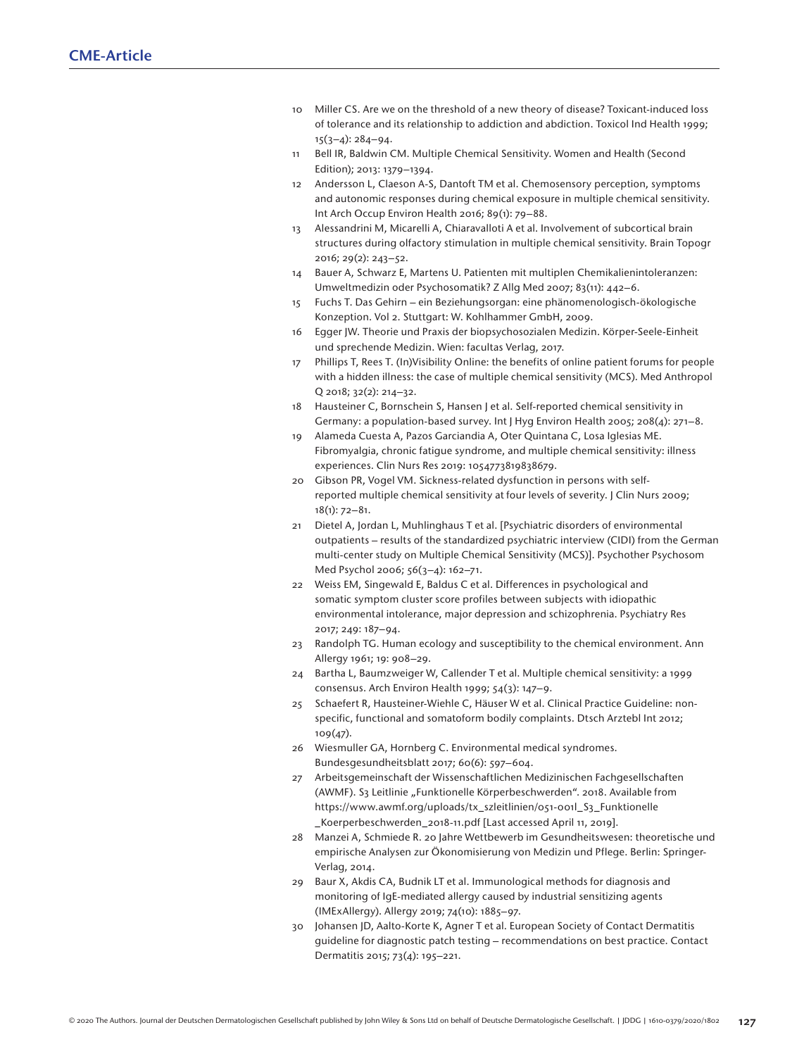10 Miller CS. Are we on the threshold of a new theory of disease? Toxicant-induced loss of tolerance and its relationship to addiction and abdiction. Toxicol Ind Health 1999; 15(3–4): 284–94.

11 Bell IR, Baldwin CM. Multiple Chemical Sensitivity. Women and Health (Second Edition); 2013: 1379–1394.

12 Andersson L, Claeson A-S, Dantoft TM et al. Chemosensory perception, symptoms and autonomic responses during chemical exposure in multiple chemical sensitivity. Int Arch Occup Environ Health 2016; 89(1): 79–88.

13 Alessandrini M, Micarelli A, Chiaravalloti A et al. Involvement of subcortical brain structures during olfactory stimulation in multiple chemical sensitivity. Brain Topogr 2016; 29(2): 243–52.

14 Bauer A, Schwarz E, Martens U. Patienten mit multiplen Chemikalienintoleranzen: Umweltmedizin oder Psychosomatik? Z Allg Med 2007; 83(11): 442–6.

15 Fuchs T. Das Gehirn – ein Beziehungsorgan: eine phänomenologisch-ökologische Konzeption. Vol 2. Stuttgart: W. Kohlhammer GmbH, 2009.

16 Egger JW. Theorie und Praxis der biopsychosozialen Medizin. Körper-Seele-Einheit und sprechende Medizin. Wien: facultas Verlag, 2017.

17 Phillips T, Rees T. (In)Visibility Online: the benefits of online patient forums for people with a hidden illness: the case of multiple chemical sensitivity (MCS). Med Anthropol Q 2018; 32(2): 214–32.

18 Hausteiner C, Bornschein S, Hansen J et al. Self-reported chemical sensitivity in Germany: a population-based survey. Int J Hyg Environ Health 2005; 208(4): 271–8.

19 Alameda Cuesta A, Pazos Garciandia A, Oter Quintana C, Losa Iglesias ME. Fibromyalgia, chronic fatigue syndrome, and multiple chemical sensitivity: illness experiences. Clin Nurs Res 2019: 1054773819838679.

20 Gibson PR, Vogel VM. Sickness-related dysfunction in persons with self-reported multiple chemical sensitivity at four levels of severity. J Clin Nurs 2009; 18(1): 72–81.

21 Dietel A, Jordan L, Muhlinghaus T et al. [Psychiatric disorders of environmental outpatients – results of the standardized psychiatric interview (CIDI) from the German multi-center study on Multiple Chemical Sensitivity (MCS)]. Psychother Psychosom Med Psychol 2006; 56(3–4): 162–71.

22 Weiss EM, Singewald E, Baldus C et al. Differences in psychological and somatic symptom cluster score profiles between subjects with idiopathic environmental intolerance, major depression and schizophrenia. Psychiatry Res 2017; 249: 187–94.

23 Randolph TG. Human ecology and susceptibility to the chemical environment. Ann Allergy 1961; 19: 908–29.

24 Bartha L, Baumzweiger W, Callender T et al. Multiple chemical sensitivity: a 1999 consensus. Arch Environ Health 1999; 54(3): 147–9.

25 Schaefert R, Hausteiner-Wiehle C, Häuser W et al. Clinical Practice Guideline: non-specific, functional and somatoform bodily complaints. Dtsch Arztebl Int 2012; 109(47).

26 Wiesmuller GA, Hornberg C. Environmental medical syndromes. Bundesgesundheitsblatt 2017; 60(6): 597–604.

27 Arbeitsgemeinschaft der Wissenschaftlichen Medizinischen Fachgesellschaften (AWMF). S3 Leitlinie „Funktionelle Körperbeschwerden". 2018. Available from https://www.awmf.org/uploads/tx_szleitlinien/051-001l_S3_Funktionelle_Koerperbeschwerden_2018-11.pdf [Last accessed April 11, 2019].

28 Manzei A, Schmiede R. 20 Jahre Wettbewerb im Gesundheitswesen: theoretische und empirische Analysen zur Ökonomisierung von Medizin und Pflege. Berlin: Springer-Verlag, 2014.

29 Baur X, Akdis CA, Budnik LT et al. Immunological methods for diagnosis and monitoring of IgE-mediated allergy caused by industrial sensitizing agents (IMExAllergy). Allergy 2019; 74(10): 1885–97.

30 Johansen JD, Aalto-Korte K, Agner T et al. European Society of Contact Dermatitis guideline for diagnostic patch testing – recommendations on best practice. Contact Dermatitis 2015; 73(4): 195–221.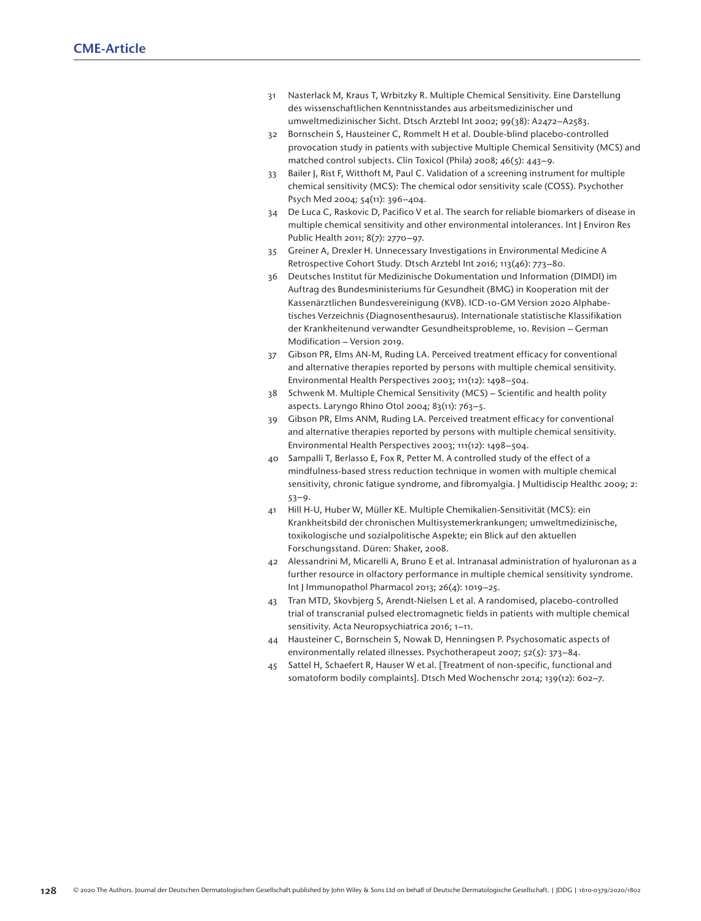31 Nasterlack M, Kraus T, Wrbitzky R. Multiple Chemical Sensitivity. Eine Darstellung des wissenschaftlichen Kenntnisstandes aus arbeitsmedizinischer und umweltmedizinischer Sicht. Dtsch Arztebl Int 2002; 99(38): A2472–A2583.

32 Bornschein S, Hausteiner C, Rommelt H et al. Double-blind placebo-controlled provocation study in patients with subjective Multiple Chemical Sensitivity (MCS) and matched control subjects. Clin Toxicol (Phila) 2008; 46(5): 443–9.

33 Bailer J, Rist F, Witthoft M, Paul C. Validation of a screening instrument for multiple chemical sensitivity (MCS): The chemical odor sensitivity scale (COSS). Psychother Psych Med 2004; 54(11): 396–404.

34 De Luca C, Raskovic D, Pacifico V et al. The search for reliable biomarkers of disease in multiple chemical sensitivity and other environmental intolerances. Int J Environ Res Public Health 2011; 8(7): 2770–97.

35 Greiner A, Drexler H. Unnecessary Investigations in Environmental Medicine A Retrospective Cohort Study. Dtsch Arztebl Int 2016; 113(46): 773–80.

36 Deutsches Institut für Medizinische Dokumentation und Information (DIMDI) im Auftrag des Bundesministeriums für Gesundheit (BMG) in Kooperation mit der Kassenärztlichen Bundesvereinigung (KVB). ICD-10-GM Version 2020 Alphabetisches Verzeichnis (Diagnosenthesaurus). Internationale statistische Klassifikation der Krankheitenund verwandter Gesundheitsprobleme, 10. Revision – German Modification – Version 2019.

37 Gibson PR, Elms AN-M, Ruding LA. Perceived treatment efficacy for conventional and alternative therapies reported by persons with multiple chemical sensitivity. Environmental Health Perspectives 2003; 111(12): 1498–504.

38 Schwenk M. Multiple Chemical Sensitivity (MCS) – Scientific and health polity aspects. Laryngo Rhino Otol 2004; 83(11): 763–5.

39 Gibson PR, Elms ANM, Ruding LA. Perceived treatment efficacy for conventional and alternative therapies reported by persons with multiple chemical sensitivity. Environmental Health Perspectives 2003; 111(12): 1498–504.

40 Sampalli T, Berlasso E, Fox R, Petter M. A controlled study of the effect of a mindfulness-based stress reduction technique in women with multiple chemical sensitivity, chronic fatigue syndrome, and fibromyalgia. J Multidiscip Healthc 2009; 2: 53–9.

41 Hill H-U, Huber W, Müller KE. Multiple Chemikalien-Sensitivität (MCS): ein Krankheitsbild der chronischen Multisystemerkrankungen; umweltmedizinische, toxikologische und sozialpolitische Aspekte; ein Blick auf den aktuellen Forschungsstand. Düren: Shaker, 2008.

42 Alessandrini M, Micarelli A, Bruno E et al. Intranasal administration of hyaluronan as a further resource in olfactory performance in multiple chemical sensitivity syndrome. Int J Immunopathol Pharmacol 2013; 26(4): 1019–25.

43 Tran MTD, Skovbjerg S, Arendt-Nielsen L et al. A randomised, placebo-controlled trial of transcranial pulsed electromagnetic fields in patients with multiple chemical sensitivity. Acta Neuropsychiatrica 2016; 1–11.

44 Hausteiner C, Bornschein S, Nowak D, Henningsen P. Psychosomatic aspects of environmentally related illnesses. Psychotherapeut 2007; 52(5): 373–84.

45 Sattel H, Schaefert R, Hauser W et al. [Treatment of non-specific, functional and somatoform bodily complaints]. Dtsch Med Wochenschr 2014; 139(12): 602–7.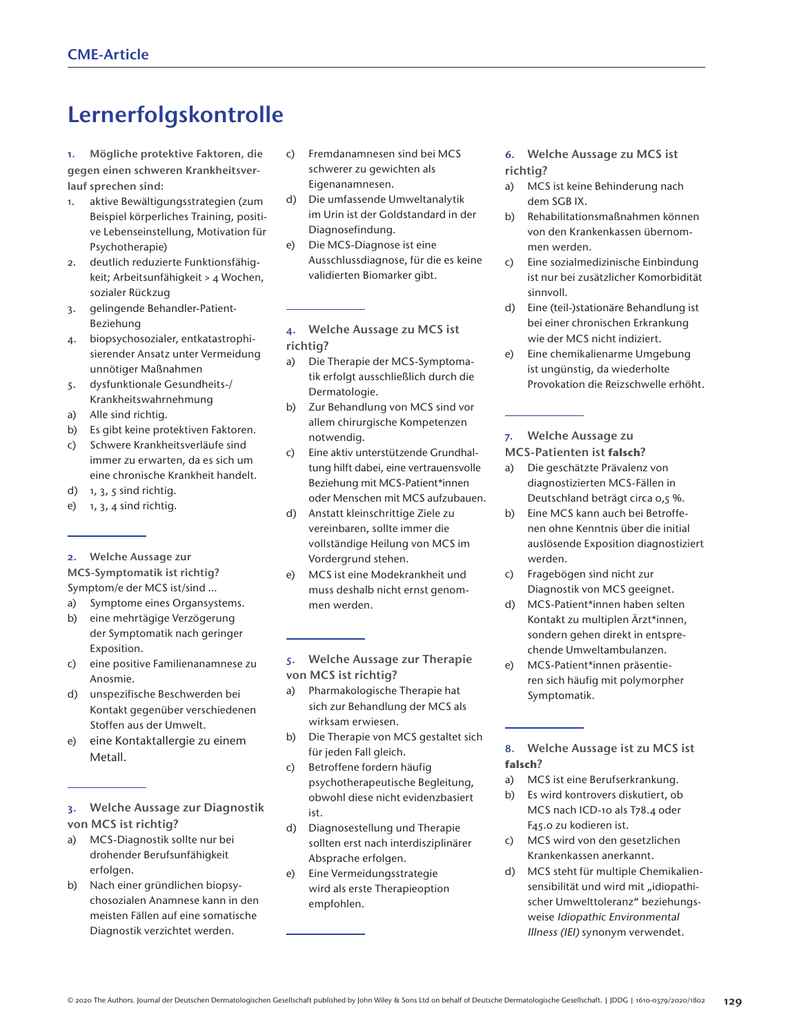## Lernerfolgskontrolle

**1. Mögliche protektive Faktoren, die gegen einen schweren Krankheitsverlauf sprechen sind:**

1. aktive Bewältigungsstrategien (zum Beispiel körperliches Training, positive Lebenseinstellung, Motivation für Psychotherapie)
2. deutlich reduzierte Funktionsfähigkeit; Arbeitsunfähigkeit > 4 Wochen, sozialer Rückzug
3. gelingende Behandler-Patient-Beziehung
4. biopsychosozialer, entkatastrophisierender Ansatz unter Vermeidung unnötiger Maßnahmen
5. dysfunktionale Gesundheits-/Krankheitswahrnehmung

a) Alle sind richtig.
b) Es gibt keine protektiven Faktoren.
c) Schwere Krankheitsverläufe sind immer zu erwarten, da es sich um eine chronische Krankheit handelt.
d) 1, 3, 5 sind richtig.
e) 1, 3, 4 sind richtig.

**2. Welche Aussage zur MCS-Symptomatik ist richtig?**
Symptom/e der MCS ist/sind …

a) Symptome eines Organsystems.
b) eine mehrtägige Verzögerung der Symptomatik nach geringer Exposition.
c) eine positive Familienanamnese zu Anosmie.
d) unspezifische Beschwerden bei Kontakt gegenüber verschiedenen Stoffen aus der Umwelt.
e) eine Kontaktallergie zu einem Metall.

**3. Welche Aussage zur Diagnostik von MCS ist richtig?**

a) MCS-Diagnostik sollte nur bei drohender Berufsunfähigkeit erfolgen.
b) Nach einer gründlichen biopsychosozialen Anamnese kann in den meisten Fällen auf eine somatische Diagnostik verzichtet werden.
c) Fremdanamnesen sind bei MCS schwerer zu gewichten als Eigenanamnesen.
d) Die umfassende Umweltanalytik im Urin ist der Goldstandard in der Diagnosefindung.
e) Die MCS-Diagnose ist eine Ausschlussdiagnose, für die es keine validierten Biomarker gibt.

**4. Welche Aussage zu MCS ist richtig?**

a) Die Therapie der MCS-Symptomatik erfolgt ausschließlich durch die Dermatologie.
b) Zur Behandlung von MCS sind vor allem chirurgische Kompetenzen notwendig.
c) Eine aktiv unterstützende Grundhaltung hilft dabei, eine vertrauensvolle Beziehung mit MCS-Patient*innen oder Menschen mit MCS aufzubauen.
d) Anstatt kleinschrittige Ziele zu vereinbaren, sollte immer die vollständige Heilung von MCS im Vordergrund stehen.
e) MCS ist eine Modekrankheit und muss deshalb nicht ernst genommen werden.

**5. Welche Aussage zur Therapie von MCS ist richtig?**

a) Pharmakologische Therapie hat sich zur Behandlung der MCS als wirksam erwiesen.
b) Die Therapie von MCS gestaltet sich für jeden Fall gleich.
c) Betroffene fordern häufig psychotherapeutische Begleitung, obwohl diese nicht evidenzbasiert ist.
d) Diagnosestellung und Therapie sollten erst nach interdisziplinärer Absprache erfolgen.
e) Eine Vermeidungsstrategie wird als erste Therapieoption empfohlen.

**6. Welche Aussage zu MCS ist richtig?**

a) MCS ist keine Behinderung nach dem SGB IX.
b) Rehabilitationsmaßnahmen können von den Krankenkassen übernommen werden.
c) Eine sozialmedizinische Einbindung ist nur bei zusätzlicher Komorbidität sinnvoll.
d) Eine (teil-)stationäre Behandlung ist bei einer chronischen Erkrankung wie der MCS nicht indiziert.
e) Eine chemikalienarme Umgebung ist ungünstig, da wiederholte Provokation die Reizschwelle erhöht.

**7. Welche Aussage zu MCS-Patienten ist falsch?**

a) Die geschätzte Prävalenz von diagnostizierten MCS-Fällen in Deutschland beträgt circa 0,5 %.
b) Eine MCS kann auch bei Betroffenen ohne Kenntnis über die initial auslösende Exposition diagnostiziert werden.
c) Fragebögen sind nicht zur Diagnostik von MCS geeignet.
d) MCS-Patient*innen haben selten Kontakt zu multiplen Ärzt*innen, sondern gehen direkt in entsprechende Umweltambulanzen.
e) MCS-Patient*innen präsentieren sich häufig mit polymorpher Symptomatik.

**8. Welche Aussage ist zu MCS ist falsch?**

a) MCS ist eine Berufserkrankung.
b) Es wird kontrovers diskutiert, ob MCS nach ICD-10 als T78.4 oder F45.0 zu kodieren ist.
c) MCS wird von den gesetzlichen Krankenkassen anerkannt.
d) MCS steht für multiple Chemikaliensensibilität und wird mit „idiopathischer Umwelttoleranz" beziehungsweise *Idiopathic Environmental Illness (IEI)* synonym verwendet.

© 2020 The Authors. Journal der Deutschen Dermatologischen Gesellschaft published by John Wiley & Sons Ltd on behalf of Deutsche Dermatologische Gesellschaft.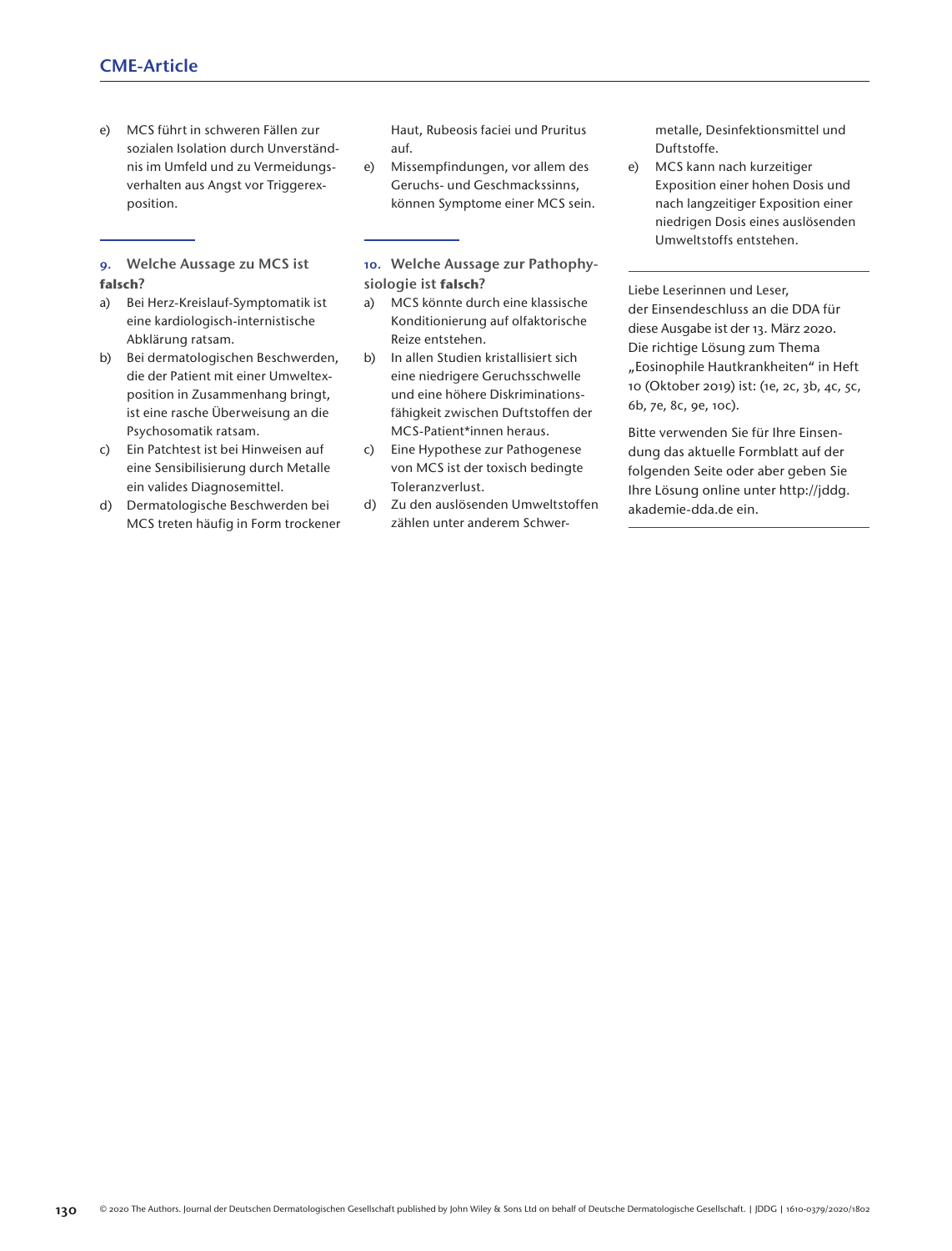e) MCS führt in schweren Fällen zur sozialen Isolation durch Unverständnis im Umfeld und zu Vermeidungsverhalten aus Angst vor Triggerexposition.

### 9. Welche Aussage zu MCS ist **falsch**?

a) Bei Herz-Kreislauf-Symptomatik ist eine kardiologisch-internistische Abklärung ratsam.

b) Bei dermatologischen Beschwerden, die der Patient mit einer Umweltexposition in Zusammenhang bringt, ist eine rasche Überweisung an die Psychosomatik ratsam.

c) Ein Patchtest ist bei Hinweisen auf eine Sensibilisierung durch Metalle ein valides Diagnosemittel.

d) Dermatologische Beschwerden bei MCS treten häufig in Form trockener Haut, Rubeosis faciei und Pruritus auf.

e) Missempfindungen, vor allem des Geruchs- und Geschmackssinns, können Symptome einer MCS sein.

### 10. Welche Aussage zur Pathophysiologie ist **falsch**?

a) MCS könnte durch eine klassische Konditionierung auf olfaktorische Reize entstehen.

b) In allen Studien kristallisiert sich eine niedrigere Geruchsschwelle und eine höhere Diskriminationsfähigkeit zwischen Duftstoffen der MCS-Patient*innen heraus.

c) Eine Hypothese zur Pathogenese von MCS ist der toxisch bedingte Toleranzverlust.

d) Zu den auslösenden Umweltstoffen zählen unter anderem Schwermetalle, Desinfektionsmittel und Duftstoffe.

e) MCS kann nach kurzzeitiger Exposition einer hohen Dosis und nach langzeitiger Exposition einer niedrigen Dosis eines auslösenden Umweltstoffs entstehen.

---

Liebe Leserinnen und Leser,
der Einsendeschluss an die DDA für diese Ausgabe ist der 13. März 2020.
Die richtige Lösung zum Thema „Eosinophile Hautkrankheiten" in Heft 10 (Oktober 2019) ist: (1e, 2c, 3b, 4c, 5c, 6b, 7e, 8c, 9e, 10c).

Bitte verwenden Sie für Ihre Einsendung das aktuelle Formblatt auf der folgenden Seite oder aber geben Sie Ihre Lösung online unter http://jddg.akademie-dda.de ein.